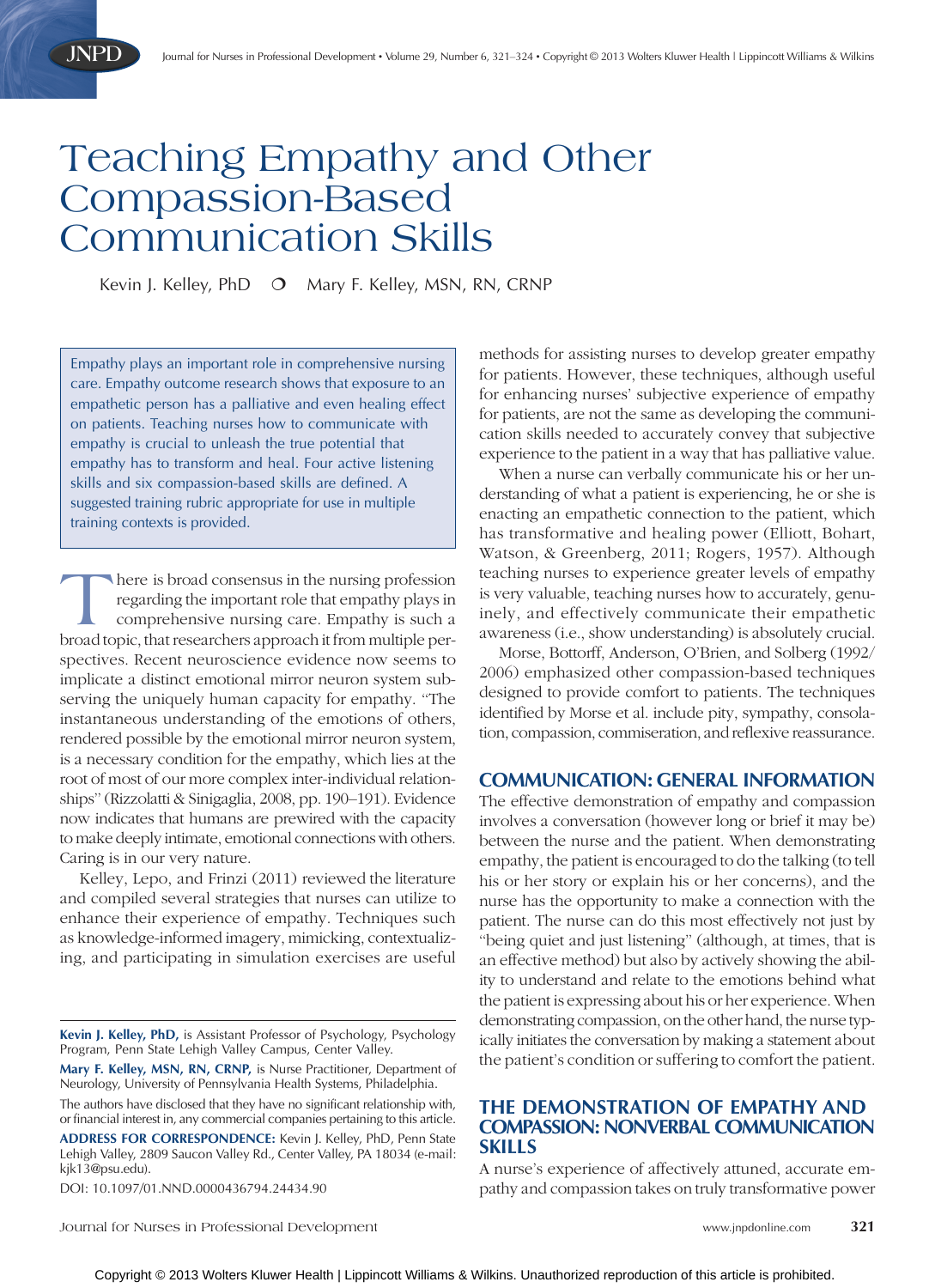# Teaching Empathy and Other Compassion-Based Communication Skills

Kevin J. Kelley, PhD ○ Mary F. Kelley, MSN, RN, CRNP

Empathy plays an important role in comprehensive nursing care. Empathy outcome research shows that exposure to an empathetic person has a palliative and even healing effect on patients. Teaching nurses how to communicate with empathy is crucial to unleash the true potential that empathy has to transform and heal. Four active listening skills and six compassion-based skills are defined. A suggested training rubric appropriate for use in multiple training contexts is provided.

There is broad consensus in the nursing profession regarding the important role that empathy plays in comprehensive nursing care. Empathy is such a broad topic, that researchers approach it from multiple perspectives. Recent neuroscience evidence now seems to implicate a distinct emotional mirror neuron system subserving the uniquely human capacity for empathy. "The instantaneous understanding of the emotions of others, rendered possible by the emotional mirror neuron system, is a necessary condition for the empathy, which lies at the root of most of our more complex inter-individual relationships" (Rizzolatti & Sinigaglia, 2008, pp. 190–191). Evidence now indicates that humans are prewired with the capacity to make deeply intimate, emotional connections with others. Caring is in our very nature.

Kelley, Lepo, and Frinzi (2011) reviewed the literature and compiled several strategies that nurses can utilize to enhance their experience of empathy. Techniques such as knowledge-informed imagery, mimicking, contextualizing, and participating in simulation exercises are useful methods for assisting nurses to develop greater empathy for patients. However, these techniques, although useful for enhancing nurses' subjective experience of empathy for patients, are not the same as developing the communication skills needed to accurately convey that subjective experience to the patient in a way that has palliative value.

When a nurse can verbally communicate his or her understanding of what a patient is experiencing, he or she is enacting an empathetic connection to the patient, which has transformative and healing power (Elliott, Bohart, Watson, & Greenberg, 2011; Rogers, 1957). Although teaching nurses to experience greater levels of empathy is very valuable, teaching nurses how to accurately, genuinely, and effectively communicate their empathetic awareness (i.e., show understanding) is absolutely crucial.

Morse, Bottorff, Anderson, O'Brien, and Solberg (1992/2006) emphasized other compassion-based techniques designed to provide comfort to patients. The techniques identified by Morse et al. include pity, sympathy, consolation, compassion, commiseration, and reflexive reassurance.

## COMMUNICATION: GENERAL INFORMATION

The effective demonstration of empathy and compassion involves a conversation (however long or brief it may be) between the nurse and the patient. When demonstrating empathy, the patient is encouraged to do the talking (to tell his or her story or explain his or her concerns), and the nurse has the opportunity to make a connection with the patient. The nurse can do this most effectively not just by "being quiet and just listening" (although, at times, that is an effective method) but also by actively showing the ability to understand and relate to the emotions behind what the patient is expressing about his or her experience. When demonstrating compassion, on the other hand, the nurse typically initiates the conversation by making a statement about the patient's condition or suffering to comfort the patient.

## THE DEMONSTRATION OF EMPATHY AND COMPASSION: NONVERBAL COMMUNICATION SKILLS

A nurse's experience of affectively attuned, accurate empathy and compassion takes on truly transformative power

**Kevin J. Kelley, PhD,** is Assistant Professor of Psychology, Psychology Program, Penn State Lehigh Valley Campus, Center Valley.

**Mary F. Kelley, MSN, RN, CRNP,** is Nurse Practitioner, Department of Neurology, University of Pennsylvania Health Systems, Philadelphia.

The authors have disclosed that they have no significant relationship with, or financial interest in, any commercial companies pertaining to this article.

**ADDRESS FOR CORRESPONDENCE:** Kevin J. Kelley, PhD, Penn State Lehigh Valley, 2809 Saucon Valley Rd., Center Valley, PA 18034 (e-mail: kjk13@psu.edu).

DOI: 10.1097/01.NND.0000436794.24434.90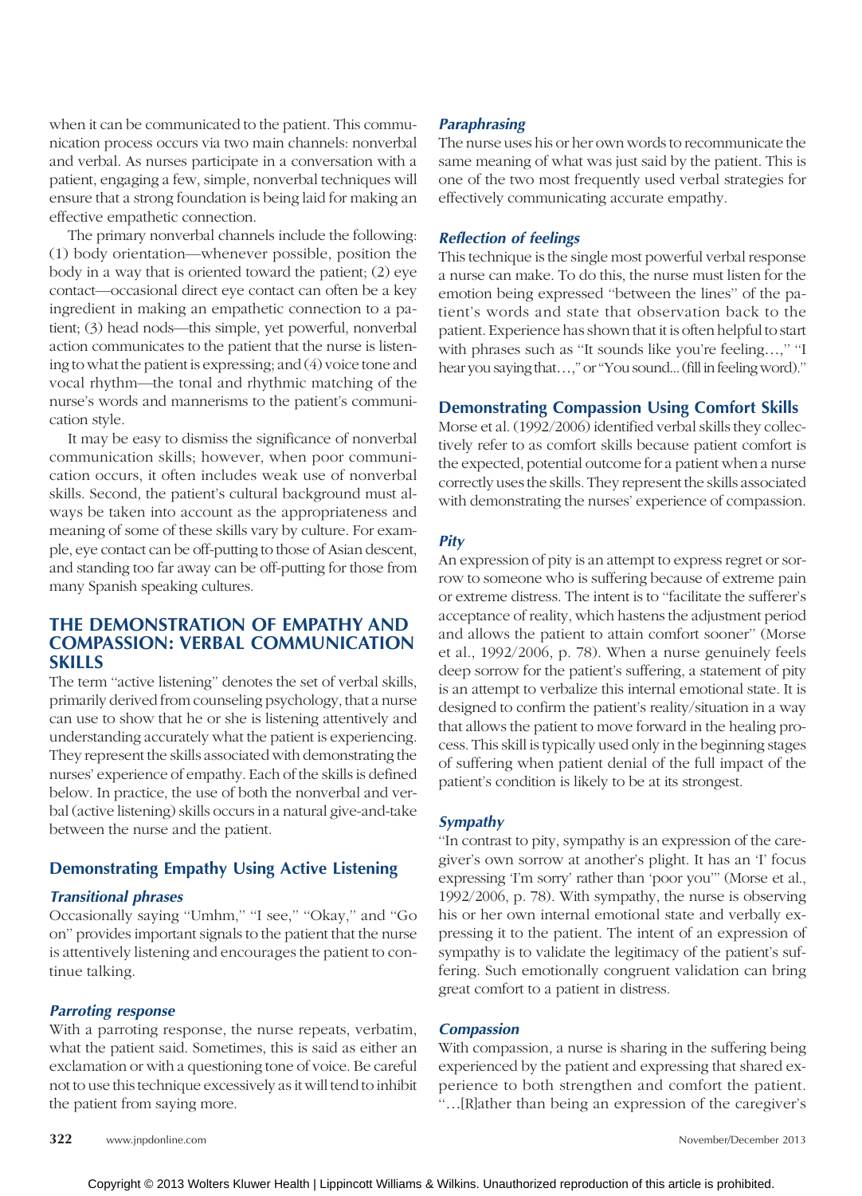when it can be communicated to the patient. This communication process occurs via two main channels: nonverbal and verbal. As nurses participate in a conversation with a patient, engaging a few, simple, nonverbal techniques will ensure that a strong foundation is being laid for making an effective empathetic connection.

The primary nonverbal channels include the following: (1) body orientation—whenever possible, position the body in a way that is oriented toward the patient; (2) eye contact—occasional direct eye contact can often be a key ingredient in making an empathetic connection to a patient; (3) head nods—this simple, yet powerful, nonverbal action communicates to the patient that the nurse is listening to what the patient is expressing; and (4) voice tone and vocal rhythm—the tonal and rhythmic matching of the nurse's words and mannerisms to the patient's communication style.

It may be easy to dismiss the significance of nonverbal communication skills; however, when poor communication occurs, it often includes weak use of nonverbal skills. Second, the patient's cultural background must always be taken into account as the appropriateness and meaning of some of these skills vary by culture. For example, eye contact can be off-putting to those of Asian descent, and standing too far away can be off-putting for those from many Spanish speaking cultures.

## THE DEMONSTRATION OF EMPATHY AND COMPASSION: VERBAL COMMUNICATION SKILLS

The term "active listening" denotes the set of verbal skills, primarily derived from counseling psychology, that a nurse can use to show that he or she is listening attentively and understanding accurately what the patient is experiencing. They represent the skills associated with demonstrating the nurses' experience of empathy. Each of the skills is defined below. In practice, the use of both the nonverbal and verbal (active listening) skills occurs in a natural give-and-take between the nurse and the patient.

### Demonstrating Empathy Using Active Listening

#### *Transitional phrases*

Occasionally saying "Umhm," "I see," "Okay," and "Go on" provides important signals to the patient that the nurse is attentively listening and encourages the patient to continue talking.

#### *Parroting response*

With a parroting response, the nurse repeats, verbatim, what the patient said. Sometimes, this is said as either an exclamation or with a questioning tone of voice. Be careful not to use this technique excessively as it will tend to inhibit the patient from saying more.

#### *Paraphrasing*

The nurse uses his or her own words to recommunicate the same meaning of what was just said by the patient. This is one of the two most frequently used verbal strategies for effectively communicating accurate empathy.

#### *Reflection of feelings*

This technique is the single most powerful verbal response a nurse can make. To do this, the nurse must listen for the emotion being expressed "between the lines" of the patient's words and state that observation back to the patient. Experience has shown that it is often helpful to start with phrases such as "It sounds like you're feeling…," "I hear you saying that…," or "You sound... (fill in feeling word)."

### Demonstrating Compassion Using Comfort Skills

Morse et al. (1992/2006) identified verbal skills they collectively refer to as comfort skills because patient comfort is the expected, potential outcome for a patient when a nurse correctly uses the skills. They represent the skills associated with demonstrating the nurses' experience of compassion.

#### *Pity*

An expression of pity is an attempt to express regret or sorrow to someone who is suffering because of extreme pain or extreme distress. The intent is to "facilitate the sufferer's acceptance of reality, which hastens the adjustment period and allows the patient to attain comfort sooner" (Morse et al., 1992/2006, p. 78). When a nurse genuinely feels deep sorrow for the patient's suffering, a statement of pity is an attempt to verbalize this internal emotional state. It is designed to confirm the patient's reality/situation in a way that allows the patient to move forward in the healing process. This skill is typically used only in the beginning stages of suffering when patient denial of the full impact of the patient's condition is likely to be at its strongest.

#### *Sympathy*

"In contrast to pity, sympathy is an expression of the caregiver's own sorrow at another's plight. It has an 'I' focus expressing 'I'm sorry' rather than 'poor you'" (Morse et al., 1992/2006, p. 78). With sympathy, the nurse is observing his or her own internal emotional state and verbally expressing it to the patient. The intent of an expression of sympathy is to validate the legitimacy of the patient's suffering. Such emotionally congruent validation can bring great comfort to a patient in distress.

#### *Compassion*

With compassion, a nurse is sharing in the suffering being experienced by the patient and expressing that shared experience to both strengthen and comfort the patient. "…[R]ather than being an expression of the caregiver's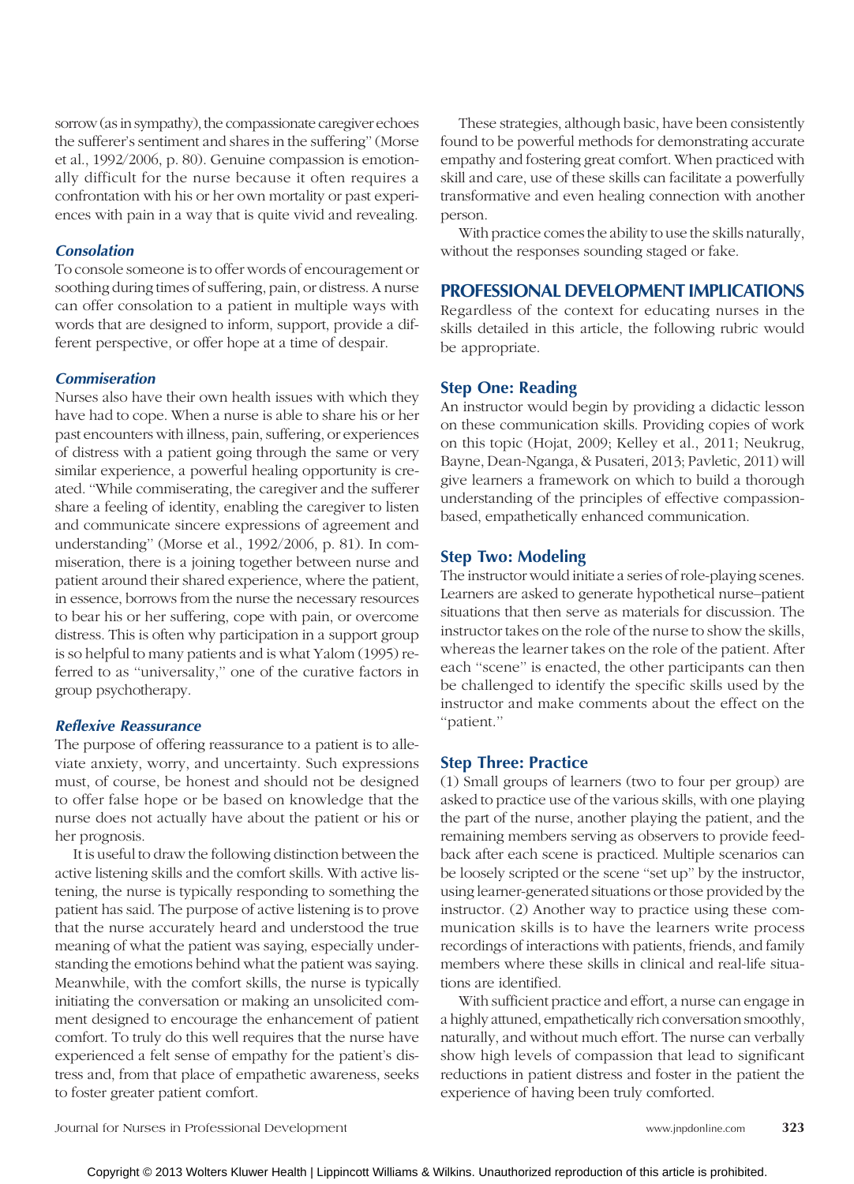sorrow (as in sympathy), the compassionate caregiver echoes the sufferer's sentiment and shares in the suffering" (Morse et al., 1992/2006, p. 80). Genuine compassion is emotionally difficult for the nurse because it often requires a confrontation with his or her own mortality or past experiences with pain in a way that is quite vivid and revealing.

### *Consolation*

To console someone is to offer words of encouragement or soothing during times of suffering, pain, or distress. A nurse can offer consolation to a patient in multiple ways with words that are designed to inform, support, provide a different perspective, or offer hope at a time of despair.

### *Commiseration*

Nurses also have their own health issues with which they have had to cope. When a nurse is able to share his or her past encounters with illness, pain, suffering, or experiences of distress with a patient going through the same or very similar experience, a powerful healing opportunity is created. "While commiserating, the caregiver and the sufferer share a feeling of identity, enabling the caregiver to listen and communicate sincere expressions of agreement and understanding" (Morse et al., 1992/2006, p. 81). In commiseration, there is a joining together between nurse and patient around their shared experience, where the patient, in essence, borrows from the nurse the necessary resources to bear his or her suffering, cope with pain, or overcome distress. This is often why participation in a support group is so helpful to many patients and is what Yalom (1995) referred to as "universality," one of the curative factors in group psychotherapy.

### *Reflexive Reassurance*

The purpose of offering reassurance to a patient is to alleviate anxiety, worry, and uncertainty. Such expressions must, of course, be honest and should not be designed to offer false hope or be based on knowledge that the nurse does not actually have about the patient or his or her prognosis.

It is useful to draw the following distinction between the active listening skills and the comfort skills. With active listening, the nurse is typically responding to something the patient has said. The purpose of active listening is to prove that the nurse accurately heard and understood the true meaning of what the patient was saying, especially understanding the emotions behind what the patient was saying. Meanwhile, with the comfort skills, the nurse is typically initiating the conversation or making an unsolicited comment designed to encourage the enhancement of patient comfort. To truly do this well requires that the nurse have experienced a felt sense of empathy for the patient's distress and, from that place of empathetic awareness, seeks to foster greater patient comfort.

These strategies, although basic, have been consistently found to be powerful methods for demonstrating accurate empathy and fostering great comfort. When practiced with skill and care, use of these skills can facilitate a powerfully transformative and even healing connection with another person.

With practice comes the ability to use the skills naturally, without the responses sounding staged or fake.

## PROFESSIONAL DEVELOPMENT IMPLICATIONS

Regardless of the context for educating nurses in the skills detailed in this article, the following rubric would be appropriate.

### Step One: Reading

An instructor would begin by providing a didactic lesson on these communication skills. Providing copies of work on this topic (Hojat, 2009; Kelley et al., 2011; Neukrug, Bayne, Dean-Nganga, & Pusateri, 2013; Pavletic, 2011) will give learners a framework on which to build a thorough understanding of the principles of effective compassion-based, empathetically enhanced communication.

### Step Two: Modeling

The instructor would initiate a series of role-playing scenes. Learners are asked to generate hypothetical nurse–patient situations that then serve as materials for discussion. The instructor takes on the role of the nurse to show the skills, whereas the learner takes on the role of the patient. After each "scene" is enacted, the other participants can then be challenged to identify the specific skills used by the instructor and make comments about the effect on the "patient."

### Step Three: Practice

(1) Small groups of learners (two to four per group) are asked to practice use of the various skills, with one playing the part of the nurse, another playing the patient, and the remaining members serving as observers to provide feedback after each scene is practiced. Multiple scenarios can be loosely scripted or the scene "set up" by the instructor, using learner-generated situations or those provided by the instructor. (2) Another way to practice using these communication skills is to have the learners write process recordings of interactions with patients, friends, and family members where these skills in clinical and real-life situations are identified.

With sufficient practice and effort, a nurse can engage in a highly attuned, empathetically rich conversation smoothly, naturally, and without much effort. The nurse can verbally show high levels of compassion that lead to significant reductions in patient distress and foster in the patient the experience of having been truly comforted.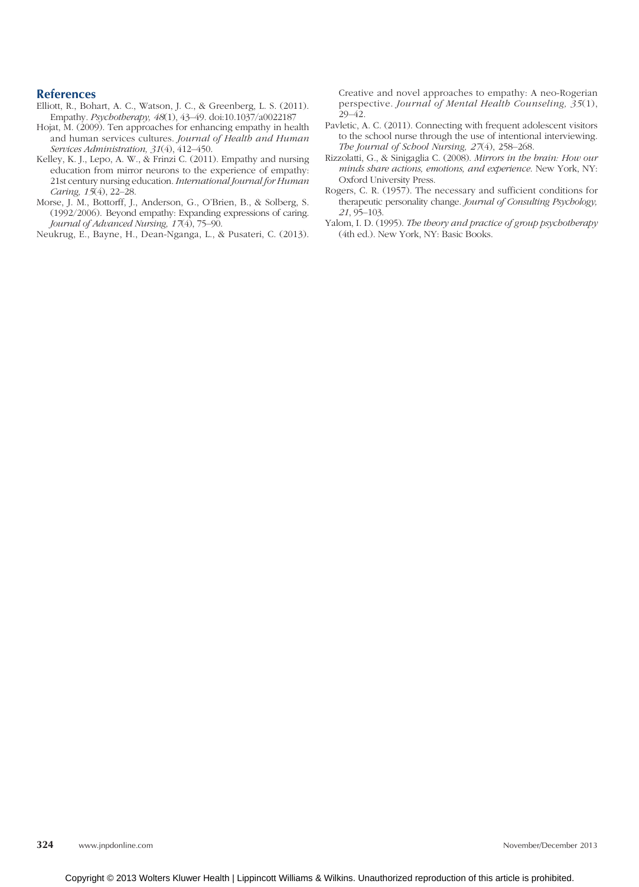## References

Elliott, R., Bohart, A. C., Watson, J. C., & Greenberg, L. S. (2011). Empathy. *Psychotherapy, 48*(1), 43–49. doi:10.1037/a0022187

Hojat, M. (2009). Ten approaches for enhancing empathy in health and human services cultures. *Journal of Health and Human Services Administration, 31*(4), 412–450.

Kelley, K. J., Lepo, A. W., & Frinzi C. (2011). Empathy and nursing education from mirror neurons to the experience of empathy: 21st century nursing education. *International Journal for Human Caring, 15*(4), 22–28.

Morse, J. M., Bottorff, J., Anderson, G., O'Brien, B., & Solberg, S. (1992/2006). Beyond empathy: Expanding expressions of caring. *Journal of Advanced Nursing, 17*(4), 75–90.

Neukrug, E., Bayne, H., Dean-Nganga, L., & Pusateri, C. (2013). Creative and novel approaches to empathy: A neo-Rogerian perspective. *Journal of Mental Health Counseling, 35*(1), 29–42.

Pavletic, A. C. (2011). Connecting with frequent adolescent visitors to the school nurse through the use of intentional interviewing. *The Journal of School Nursing, 27*(4), 258–268.

Rizzolatti, G., & Sinigaglia C. (2008). *Mirrors in the brain: How our minds share actions, emotions, and experience*. New York, NY: Oxford University Press.

Rogers, C. R. (1957). The necessary and sufficient conditions for therapeutic personality change. *Journal of Consulting Psychology, 21*, 95–103.

Yalom, I. D. (1995). *The theory and practice of group psychotherapy* (4th ed.). New York, NY: Basic Books.